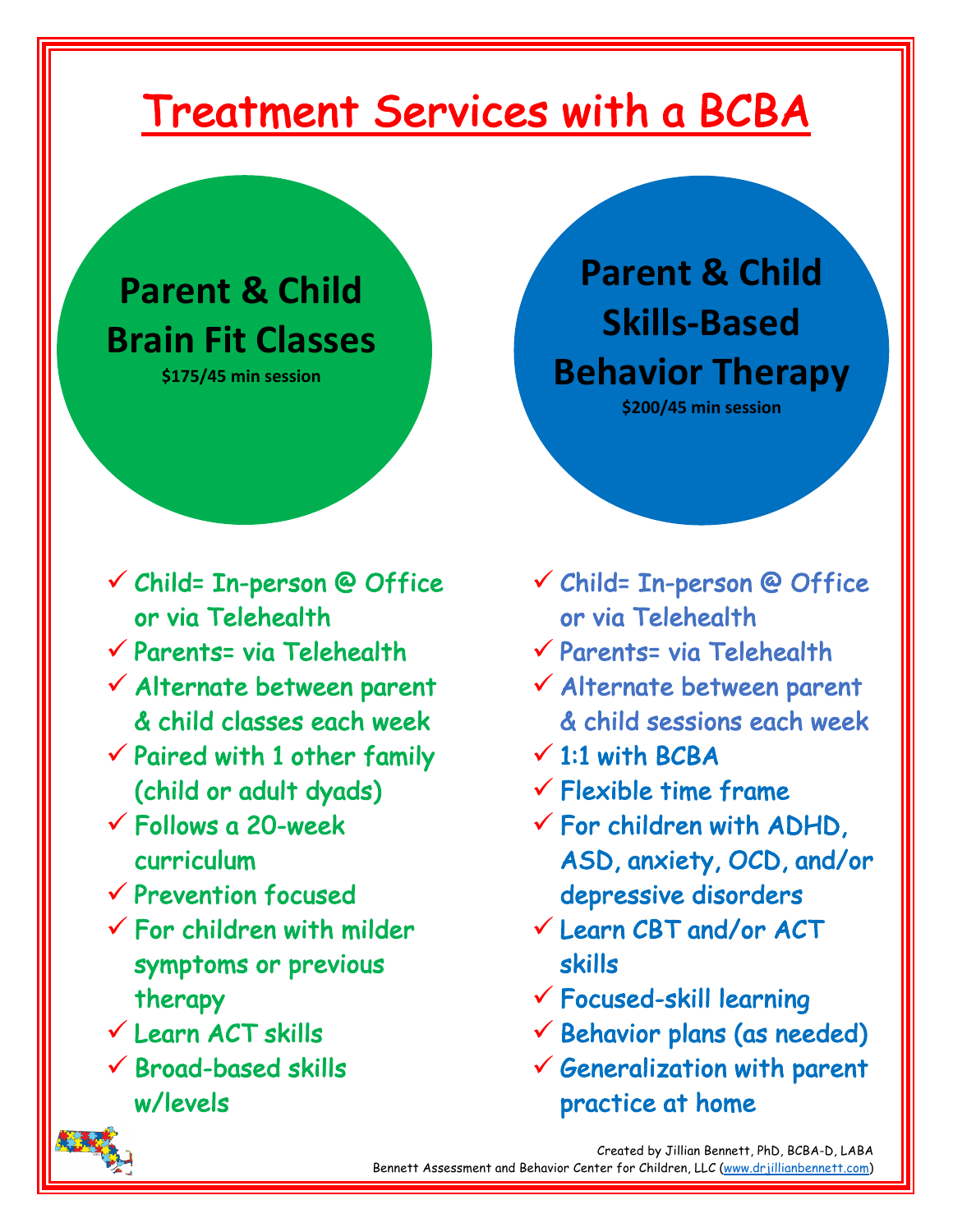# Treatment Services with a BCBA

## Parent & Child Brain Fit Classes

**$175/45 min session**

- Child= In-person @ Office or via Telehealth
- Parents= via Telehealth
- Alternate between parent & child classes each week
- Paired with 1 other family (child or adult dyads)
- Follows a 20-week curriculum
- Prevention focused
- For children with milder symptoms or previous therapy
- Learn ACT skills
- Broad-based skills w/levels

## Parent & Child Skills-Based Behavior Therapy

**$200/45 min session**

- Child= In-person @ Office or via Telehealth
- Parents= via Telehealth
- Alternate between parent & child sessions each week
- 1:1 with BCBA
- Flexible time frame
- For children with ADHD, ASD, anxiety, OCD, and/or depressive disorders
- Learn CBT and/or ACT skills
- Focused-skill learning
- Behavior plans (as needed)
- Generalization with parent practice at home

Created by Jillian Bennett, PhD, BCBA-D, LABA
Bennett Assessment and Behavior Center for Children, LLC (www.drjillianbennett.com)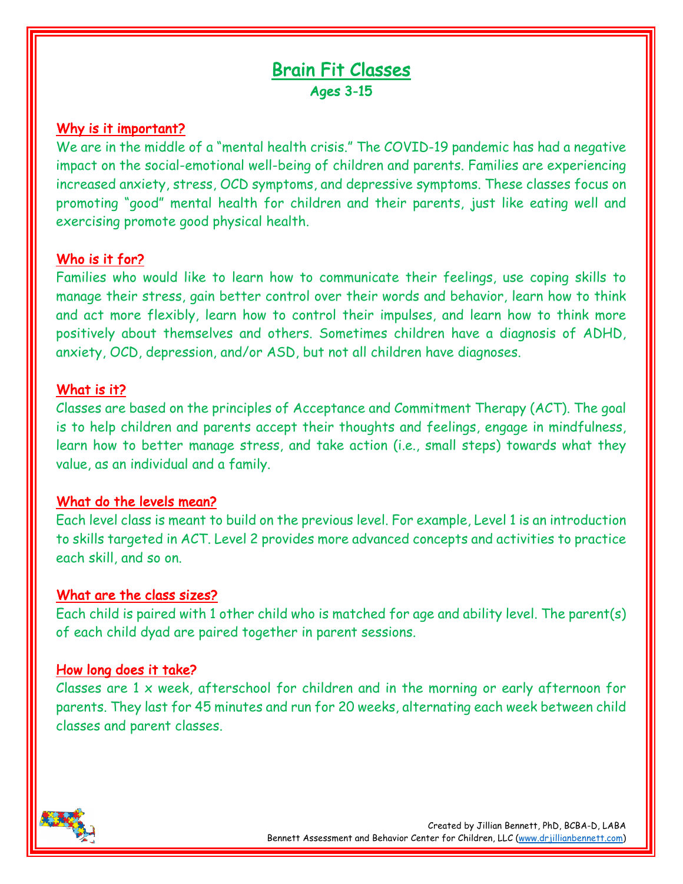# Brain Fit Classes

### Ages 3-15

## Why is it important?

We are in the middle of a "mental health crisis." The COVID-19 pandemic has had a negative impact on the social-emotional well-being of children and parents. Families are experiencing increased anxiety, stress, OCD symptoms, and depressive symptoms. These classes focus on promoting "good" mental health for children and their parents, just like eating well and exercising promote good physical health.

## Who is it for?

Families who would like to learn how to communicate their feelings, use coping skills to manage their stress, gain better control over their words and behavior, learn how to think and act more flexibly, learn how to control their impulses, and learn how to think more positively about themselves and others. Sometimes children have a diagnosis of ADHD, anxiety, OCD, depression, and/or ASD, but not all children have diagnoses.

## What is it?

Classes are based on the principles of Acceptance and Commitment Therapy (ACT). The goal is to help children and parents accept their thoughts and feelings, engage in mindfulness, learn how to better manage stress, and take action (i.e., small steps) towards what they value, as an individual and a family.

## What do the levels mean?

Each level class is meant to build on the previous level. For example, Level 1 is an introduction to skills targeted in ACT. Level 2 provides more advanced concepts and activities to practice each skill, and so on.

## What are the class sizes?

Each child is paired with 1 other child who is matched for age and ability level. The parent(s) of each child dyad are paired together in parent sessions.

## How long does it take?

Classes are 1 x week, afterschool for children and in the morning or early afternoon for parents. They last for 45 minutes and run for 20 weeks, alternating each week between child classes and parent classes.

Created by Jillian Bennett, PhD, BCBA-D, LABA
Bennett Assessment and Behavior Center for Children, LLC (www.drjillianbennett.com)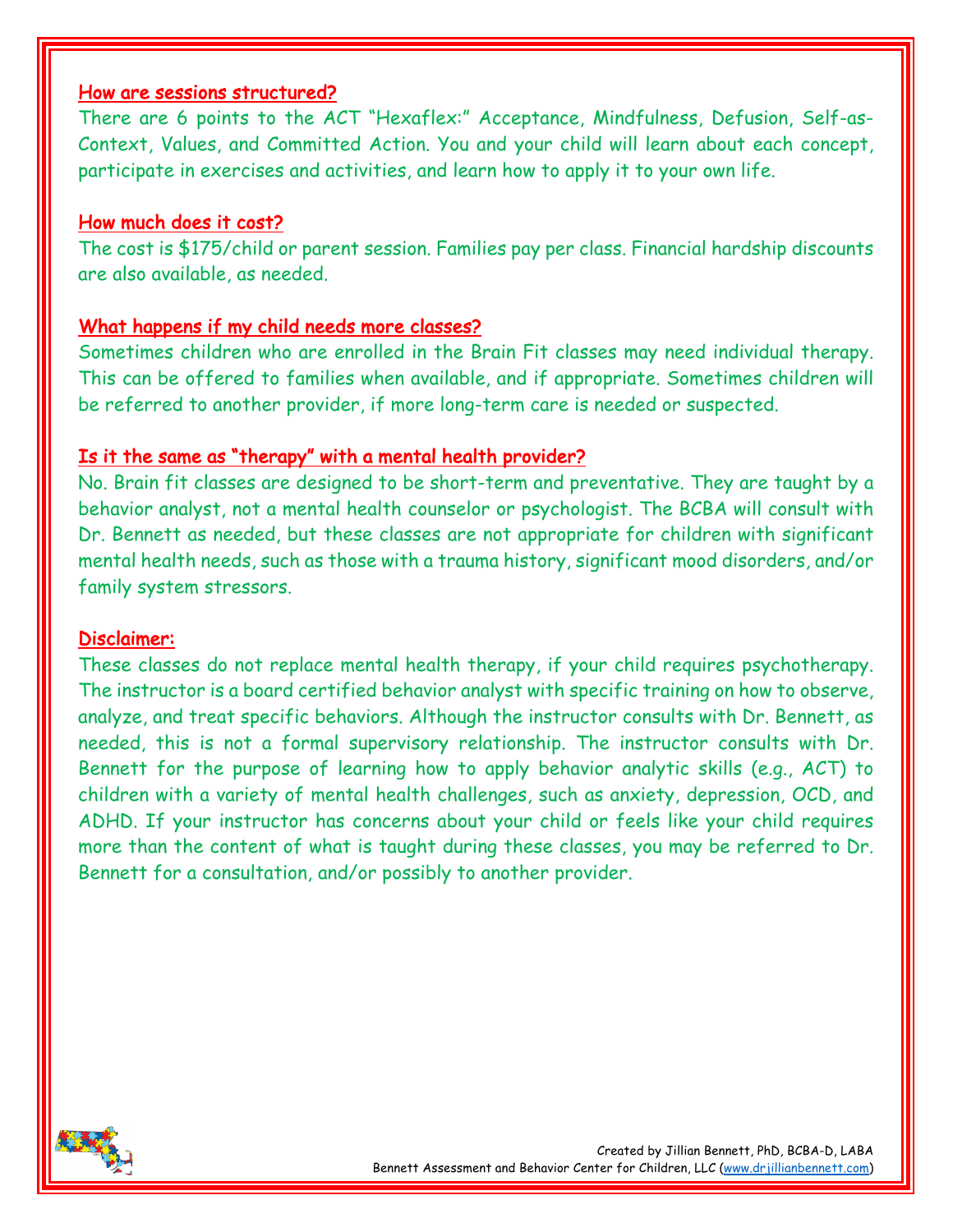## How are sessions structured?

There are 6 points to the ACT "Hexaflex:" Acceptance, Mindfulness, Defusion, Self-as-Context, Values, and Committed Action. You and your child will learn about each concept, participate in exercises and activities, and learn how to apply it to your own life.

## How much does it cost?

The cost is $175/child or parent session. Families pay per class. Financial hardship discounts are also available, as needed.

## What happens if my child needs more classes?

Sometimes children who are enrolled in the Brain Fit classes may need individual therapy. This can be offered to families when available, and if appropriate. Sometimes children will be referred to another provider, if more long-term care is needed or suspected.

## Is it the same as "therapy" with a mental health provider?

No. Brain fit classes are designed to be short-term and preventative. They are taught by a behavior analyst, not a mental health counselor or psychologist. The BCBA will consult with Dr. Bennett as needed, but these classes are not appropriate for children with significant mental health needs, such as those with a trauma history, significant mood disorders, and/or family system stressors.

## Disclaimer:

These classes do not replace mental health therapy, if your child requires psychotherapy. The instructor is a board certified behavior analyst with specific training on how to observe, analyze, and treat specific behaviors. Although the instructor consults with Dr. Bennett, as needed, this is not a formal supervisory relationship. The instructor consults with Dr. Bennett for the purpose of learning how to apply behavior analytic skills (e.g., ACT) to children with a variety of mental health challenges, such as anxiety, depression, OCD, and ADHD. If your instructor has concerns about your child or feels like your child requires more than the content of what is taught during these classes, you may be referred to Dr. Bennett for a consultation, and/or possibly to another provider.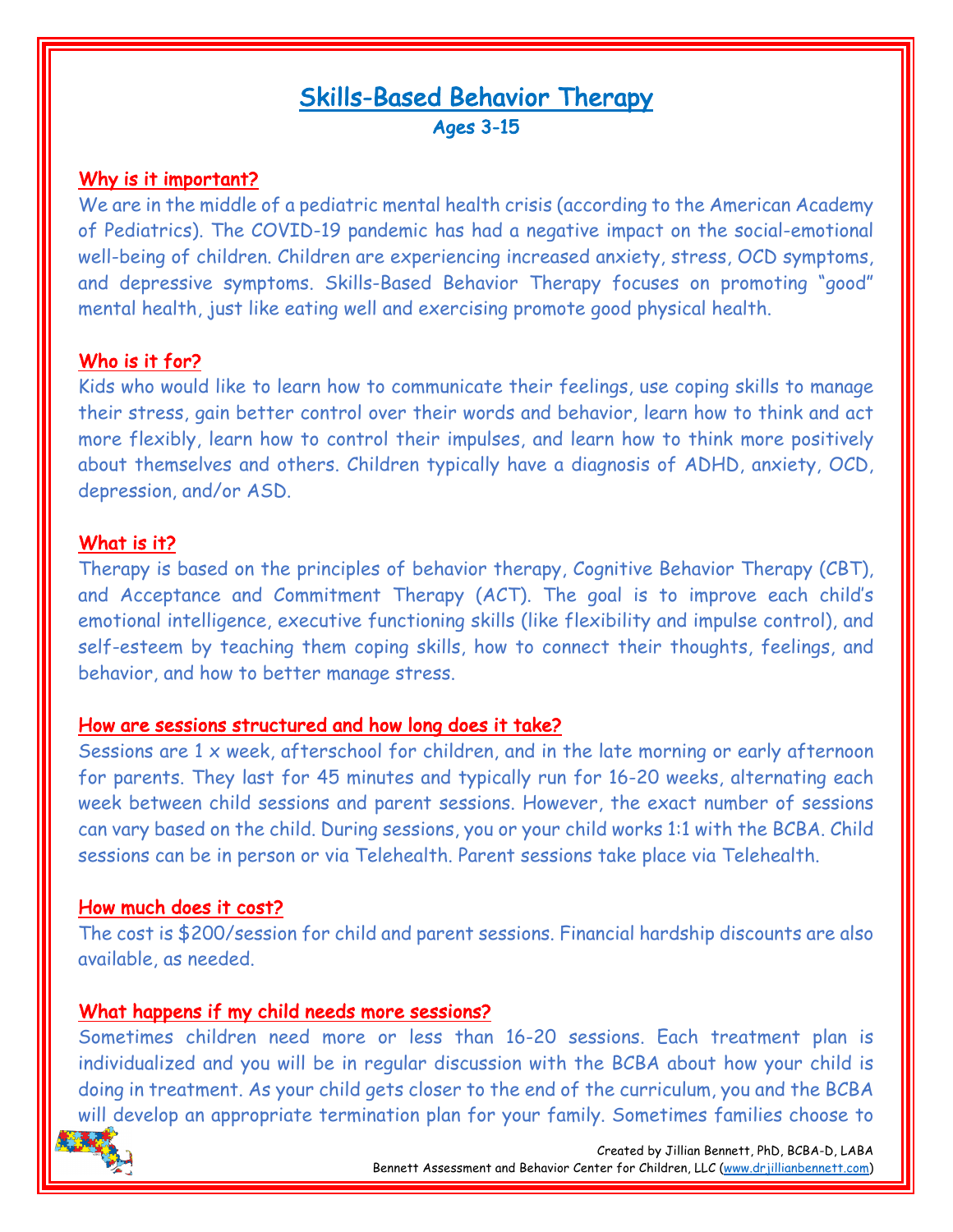# Skills-Based Behavior Therapy

**Ages 3-15**

## Why is it important?

We are in the middle of a pediatric mental health crisis (according to the American Academy of Pediatrics). The COVID-19 pandemic has had a negative impact on the social-emotional well-being of children. Children are experiencing increased anxiety, stress, OCD symptoms, and depressive symptoms. Skills-Based Behavior Therapy focuses on promoting "good" mental health, just like eating well and exercising promote good physical health.

## Who is it for?

Kids who would like to learn how to communicate their feelings, use coping skills to manage their stress, gain better control over their words and behavior, learn how to think and act more flexibly, learn how to control their impulses, and learn how to think more positively about themselves and others. Children typically have a diagnosis of ADHD, anxiety, OCD, depression, and/or ASD.

## What is it?

Therapy is based on the principles of behavior therapy, Cognitive Behavior Therapy (CBT), and Acceptance and Commitment Therapy (ACT). The goal is to improve each child's emotional intelligence, executive functioning skills (like flexibility and impulse control), and self-esteem by teaching them coping skills, how to connect their thoughts, feelings, and behavior, and how to better manage stress.

## How are sessions structured and how long does it take?

Sessions are 1 x week, afterschool for children, and in the late morning or early afternoon for parents. They last for 45 minutes and typically run for 16-20 weeks, alternating each week between child sessions and parent sessions. However, the exact number of sessions can vary based on the child. During sessions, you or your child works 1:1 with the BCBA. Child sessions can be in person or via Telehealth. Parent sessions take place via Telehealth.

## How much does it cost?

The cost is $200/session for child and parent sessions. Financial hardship discounts are also available, as needed.

## What happens if my child needs more sessions?

Sometimes children need more or less than 16-20 sessions. Each treatment plan is individualized and you will be in regular discussion with the BCBA about how your child is doing in treatment. As your child gets closer to the end of the curriculum, you and the BCBA will develop an appropriate termination plan for your family. Sometimes families choose to

Created by Jillian Bennett, PhD, BCBA-D, LABA
Bennett Assessment and Behavior Center for Children, LLC (www.drjillianbennett.com)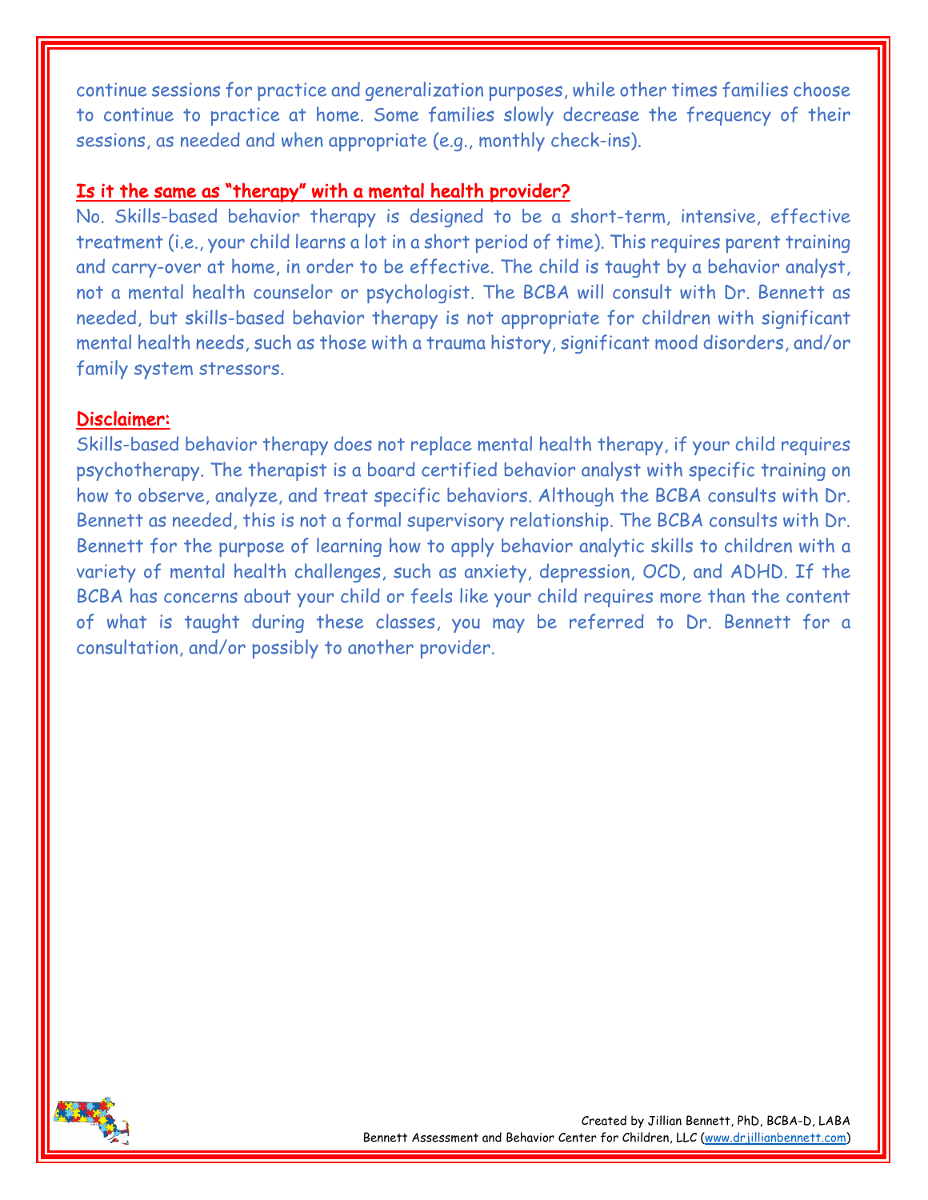continue sessions for practice and generalization purposes, while other times families choose to continue to practice at home. Some families slowly decrease the frequency of their sessions, as needed and when appropriate (e.g., monthly check-ins).

## Is it the same as "therapy" with a mental health provider?

No. Skills-based behavior therapy is designed to be a short-term, intensive, effective treatment (i.e., your child learns a lot in a short period of time). This requires parent training and carry-over at home, in order to be effective. The child is taught by a behavior analyst, not a mental health counselor or psychologist. The BCBA will consult with Dr. Bennett as needed, but skills-based behavior therapy is not appropriate for children with significant mental health needs, such as those with a trauma history, significant mood disorders, and/or family system stressors.

## Disclaimer:

Skills-based behavior therapy does not replace mental health therapy, if your child requires psychotherapy. The therapist is a board certified behavior analyst with specific training on how to observe, analyze, and treat specific behaviors. Although the BCBA consults with Dr. Bennett as needed, this is not a formal supervisory relationship. The BCBA consults with Dr. Bennett for the purpose of learning how to apply behavior analytic skills to children with a variety of mental health challenges, such as anxiety, depression, OCD, and ADHD. If the BCBA has concerns about your child or feels like your child requires more than the content of what is taught during these classes, you may be referred to Dr. Bennett for a consultation, and/or possibly to another provider.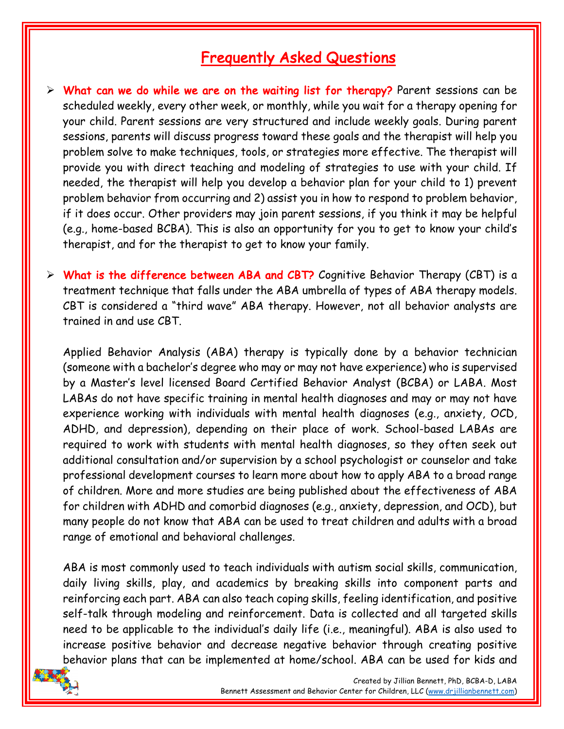## Frequently Asked Questions

- **What can we do while we are on the waiting list for therapy?** Parent sessions can be scheduled weekly, every other week, or monthly, while you wait for a therapy opening for your child. Parent sessions are very structured and include weekly goals. During parent sessions, parents will discuss progress toward these goals and the therapist will help you problem solve to make techniques, tools, or strategies more effective. The therapist will provide you with direct teaching and modeling of strategies to use with your child. If needed, the therapist will help you develop a behavior plan for your child to 1) prevent problem behavior from occurring and 2) assist you in how to respond to problem behavior, if it does occur. Other providers may join parent sessions, if you think it may be helpful (e.g., home-based BCBA). This is also an opportunity for you to get to know your child's therapist, and for the therapist to get to know your family.

- **What is the difference between ABA and CBT?** Cognitive Behavior Therapy (CBT) is a treatment technique that falls under the ABA umbrella of types of ABA therapy models. CBT is considered a "third wave" ABA therapy. However, not all behavior analysts are trained in and use CBT.

  Applied Behavior Analysis (ABA) therapy is typically done by a behavior technician (someone with a bachelor's degree who may or may not have experience) who is supervised by a Master's level licensed Board Certified Behavior Analyst (BCBA) or LABA. Most LABAs do not have specific training in mental health diagnoses and may or may not have experience working with individuals with mental health diagnoses (e.g., anxiety, OCD, ADHD, and depression), depending on their place of work. School-based LABAs are required to work with students with mental health diagnoses, so they often seek out additional consultation and/or supervision by a school psychologist or counselor and take professional development courses to learn more about how to apply ABA to a broad range of children. More and more studies are being published about the effectiveness of ABA for children with ADHD and comorbid diagnoses (e.g., anxiety, depression, and OCD), but many people do not know that ABA can be used to treat children and adults with a broad range of emotional and behavioral challenges.

  ABA is most commonly used to teach individuals with autism social skills, communication, daily living skills, play, and academics by breaking skills into component parts and reinforcing each part. ABA can also teach coping skills, feeling identification, and positive self-talk through modeling and reinforcement. Data is collected and all targeted skills need to be applicable to the individual's daily life (i.e., meaningful). ABA is also used to increase positive behavior and decrease negative behavior through creating positive behavior plans that can be implemented at home/school. ABA can be used for kids and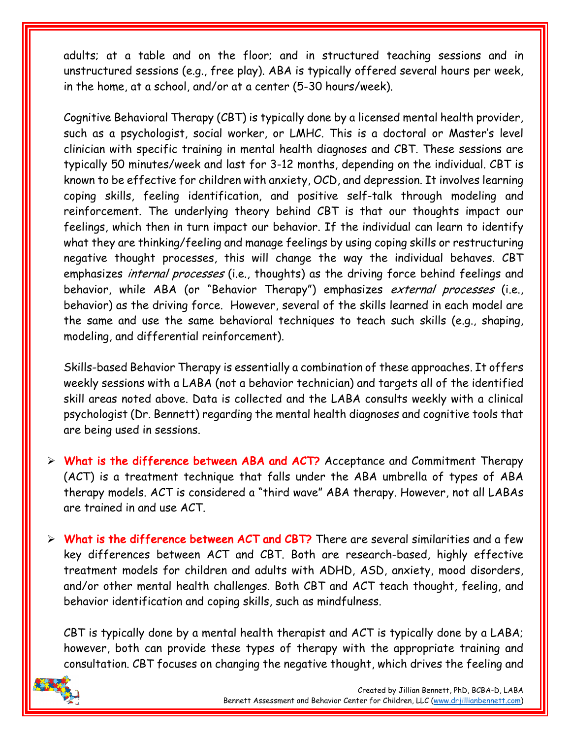adults; at a table and on the floor; and in structured teaching sessions and in unstructured sessions (e.g., free play). ABA is typically offered several hours per week, in the home, at a school, and/or at a center (5-30 hours/week).

Cognitive Behavioral Therapy (CBT) is typically done by a licensed mental health provider, such as a psychologist, social worker, or LMHC. This is a doctoral or Master's level clinician with specific training in mental health diagnoses and CBT. These sessions are typically 50 minutes/week and last for 3-12 months, depending on the individual. CBT is known to be effective for children with anxiety, OCD, and depression. It involves learning coping skills, feeling identification, and positive self-talk through modeling and reinforcement. The underlying theory behind CBT is that our thoughts impact our feelings, which then in turn impact our behavior. If the individual can learn to identify what they are thinking/feeling and manage feelings by using coping skills or restructuring negative thought processes, this will change the way the individual behaves. CBT emphasizes *internal processes* (i.e., thoughts) as the driving force behind feelings and behavior, while ABA (or "Behavior Therapy") emphasizes *external processes* (i.e., behavior) as the driving force. However, several of the skills learned in each model are the same and use the same behavioral techniques to teach such skills (e.g., shaping, modeling, and differential reinforcement).

Skills-based Behavior Therapy is essentially a combination of these approaches. It offers weekly sessions with a LABA (not a behavior technician) and targets all of the identified skill areas noted above. Data is collected and the LABA consults weekly with a clinical psychologist (Dr. Bennett) regarding the mental health diagnoses and cognitive tools that are being used in sessions.

- **What is the difference between ABA and ACT?** Acceptance and Commitment Therapy (ACT) is a treatment technique that falls under the ABA umbrella of types of ABA therapy models. ACT is considered a "third wave" ABA therapy. However, not all LABAs are trained in and use ACT.

- **What is the difference between ACT and CBT?** There are several similarities and a few key differences between ACT and CBT. Both are research-based, highly effective treatment models for children and adults with ADHD, ASD, anxiety, mood disorders, and/or other mental health challenges. Both CBT and ACT teach thought, feeling, and behavior identification and coping skills, such as mindfulness.

  CBT is typically done by a mental health therapist and ACT is typically done by a LABA; however, both can provide these types of therapy with the appropriate training and consultation. CBT focuses on changing the negative thought, which drives the feeling and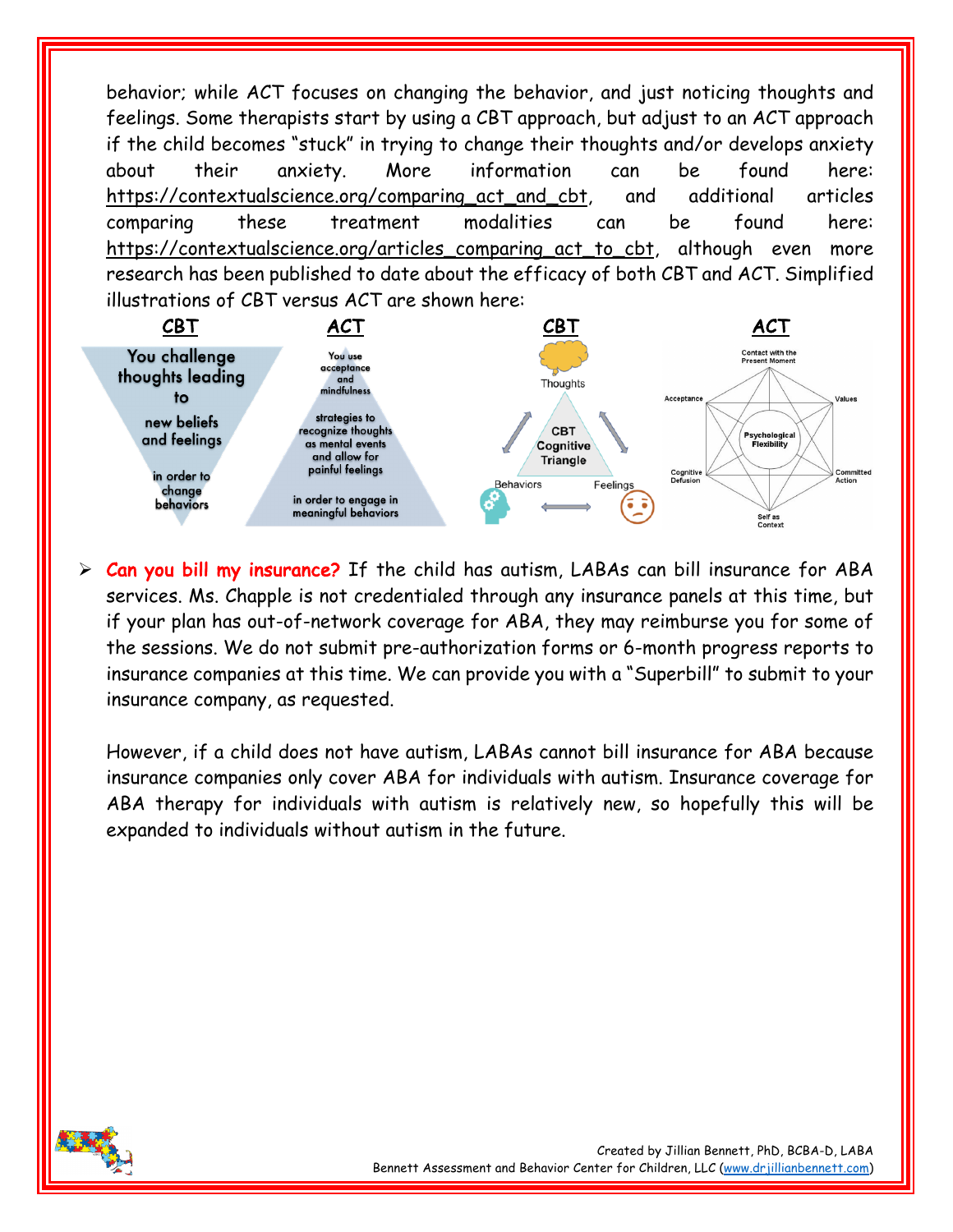behavior; while ACT focuses on changing the behavior, and just noticing thoughts and feelings. Some therapists start by using a CBT approach, but adjust to an ACT approach if the child becomes "stuck" in trying to change their thoughts and/or develops anxiety about their anxiety. More information can be found here: https://contextualscience.org/comparing_act_and_cbt, and additional articles comparing these treatment modalities can be found here: https://contextualscience.org/articles_comparing_act_to_cbt, although even more research has been published to date about the efficacy of both CBT and ACT. Simplified illustrations of CBT versus ACT are shown here:

**CBT**

You challenge thoughts leading to new beliefs and feelings in order to change behaviors

**ACT**

You use acceptance and mindfulness strategies to recognize thoughts as mental events and allow for painful feelings in order to engage in meaningful behaviors

**CBT**

CBT Cognitive Triangle: Thoughts, Behaviors, Feelings

**ACT**

Psychological Flexibility: Contact with the Present Moment, Values, Committed Action, Self as Context, Cognitive Defusion, Acceptance

- **Can you bill my insurance?** If the child has autism, LABAs can bill insurance for ABA services. Ms. Chapple is not credentialed through any insurance panels at this time, but if your plan has out-of-network coverage for ABA, they may reimburse you for some of the sessions. We do not submit pre-authorization forms or 6-month progress reports to insurance companies at this time. We can provide you with a "Superbill" to submit to your insurance company, as requested.

  However, if a child does not have autism, LABAs cannot bill insurance for ABA because insurance companies only cover ABA for individuals with autism. Insurance coverage for ABA therapy for individuals with autism is relatively new, so hopefully this will be expanded to individuals without autism in the future.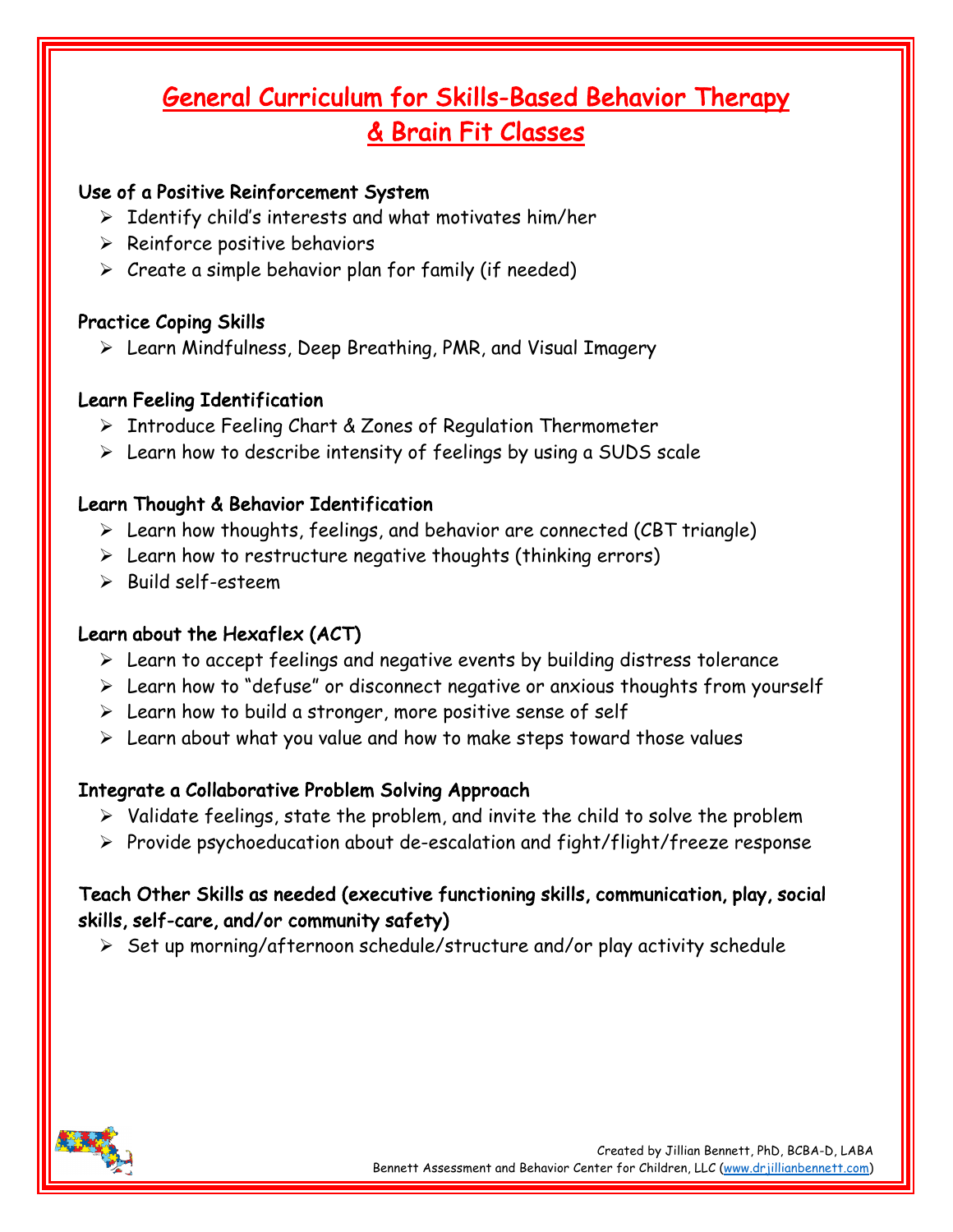# General Curriculum for Skills-Based Behavior Therapy & Brain Fit Classes

**Use of a Positive Reinforcement System**

- Identify child's interests and what motivates him/her
- Reinforce positive behaviors
- Create a simple behavior plan for family (if needed)

**Practice Coping Skills**

- Learn Mindfulness, Deep Breathing, PMR, and Visual Imagery

**Learn Feeling Identification**

- Introduce Feeling Chart & Zones of Regulation Thermometer
- Learn how to describe intensity of feelings by using a SUDS scale

**Learn Thought & Behavior Identification**

- Learn how thoughts, feelings, and behavior are connected (CBT triangle)
- Learn how to restructure negative thoughts (thinking errors)
- Build self-esteem

**Learn about the Hexaflex (ACT)**

- Learn to accept feelings and negative events by building distress tolerance
- Learn how to "defuse" or disconnect negative or anxious thoughts from yourself
- Learn how to build a stronger, more positive sense of self
- Learn about what you value and how to make steps toward those values

**Integrate a Collaborative Problem Solving Approach**

- Validate feelings, state the problem, and invite the child to solve the problem
- Provide psychoeducation about de-escalation and fight/flight/freeze response

**Teach Other Skills as needed (executive functioning skills, communication, play, social skills, self-care, and/or community safety)**

- Set up morning/afternoon schedule/structure and/or play activity schedule

Created by Jillian Bennett, PhD, BCBA-D, LABA
Bennett Assessment and Behavior Center for Children, LLC (www.drjillianbennett.com)